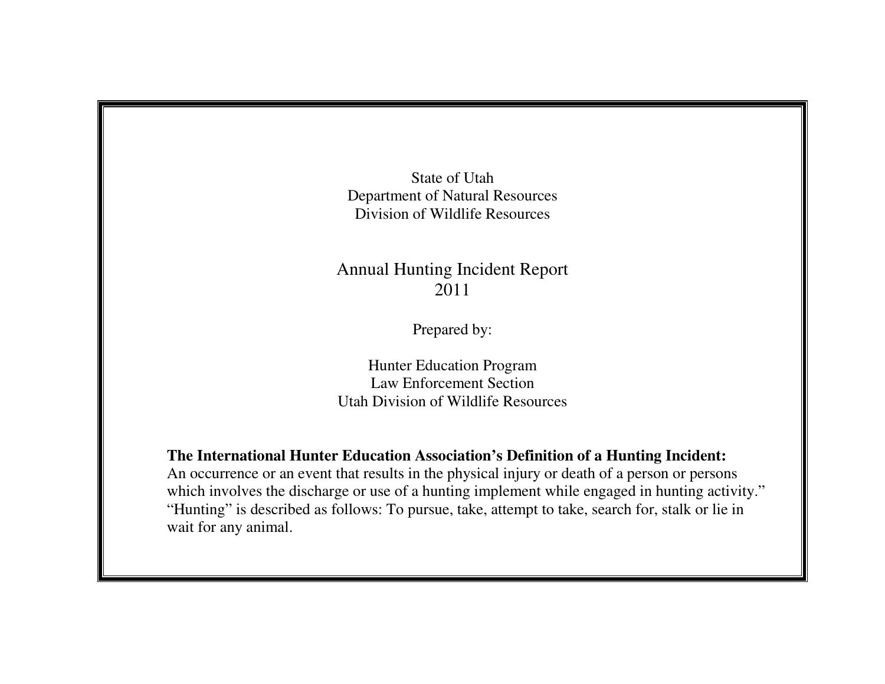State of Utah
Department of Natural Resources
Division of Wildlife Resources

# Annual Hunting Incident Report 2011

Prepared by:

Hunter Education Program
Law Enforcement Section
Utah Division of Wildlife Resources

**The International Hunter Education Association's Definition of a Hunting Incident:**
An occurrence or an event that results in the physical injury or death of a person or persons which involves the discharge or use of a hunting implement while engaged in hunting activity." "Hunting" is described as follows: To pursue, take, attempt to take, search for, stalk or lie in wait for any animal.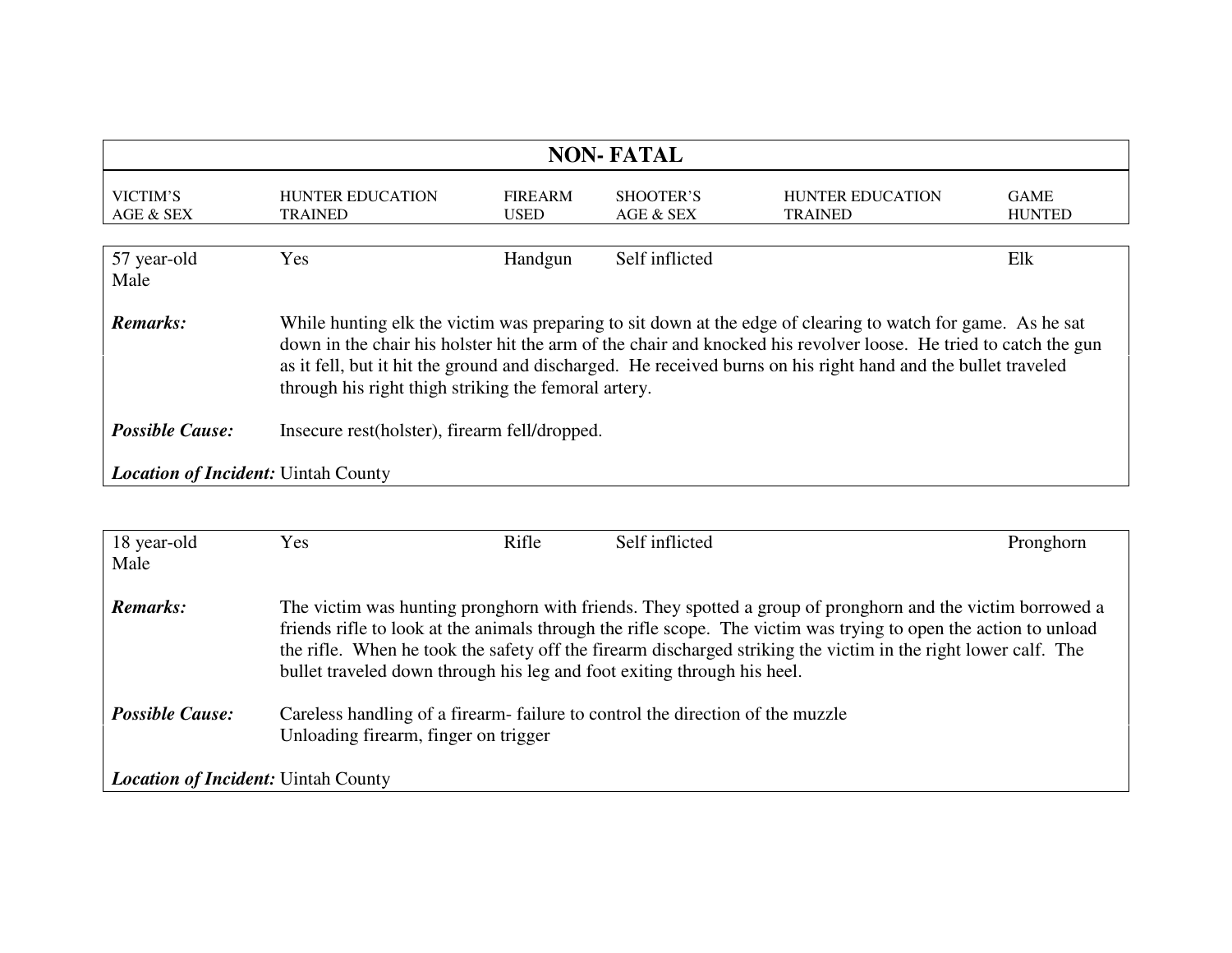## NON- FATAL

| VICTIM'S AGE & SEX | HUNTER EDUCATION TRAINED | FIREARM USED | SHOOTER'S AGE & SEX | HUNTER EDUCATION TRAINED | GAME HUNTED |
|---|---|---|---|---|---|
| 57 year-old Male | Yes | Handgun | Self inflicted | | Elk |

***Remarks:*** While hunting elk the victim was preparing to sit down at the edge of clearing to watch for game. As he sat down in the chair his holster hit the arm of the chair and knocked his revolver loose. He tried to catch the gun as it fell, but it hit the ground and discharged. He received burns on his right hand and the bullet traveled through his right thigh striking the femoral artery.

***Possible Cause:*** Insecure rest(holster), firearm fell/dropped.

***Location of Incident:*** Uintah County

| VICTIM'S AGE & SEX | HUNTER EDUCATION TRAINED | FIREARM USED | SHOOTER'S AGE & SEX | HUNTER EDUCATION TRAINED | GAME HUNTED |
|---|---|---|---|---|---|
| 18 year-old Male | Yes | Rifle | Self inflicted | | Pronghorn |

***Remarks:*** The victim was hunting pronghorn with friends. They spotted a group of pronghorn and the victim borrowed a friends rifle to look at the animals through the rifle scope. The victim was trying to open the action to unload the rifle. When he took the safety off the firearm discharged striking the victim in the right lower calf. The bullet traveled down through his leg and foot exiting through his heel.

***Possible Cause:*** Careless handling of a firearm- failure to control the direction of the muzzle
Unloading firearm, finger on trigger

***Location of Incident:*** Uintah County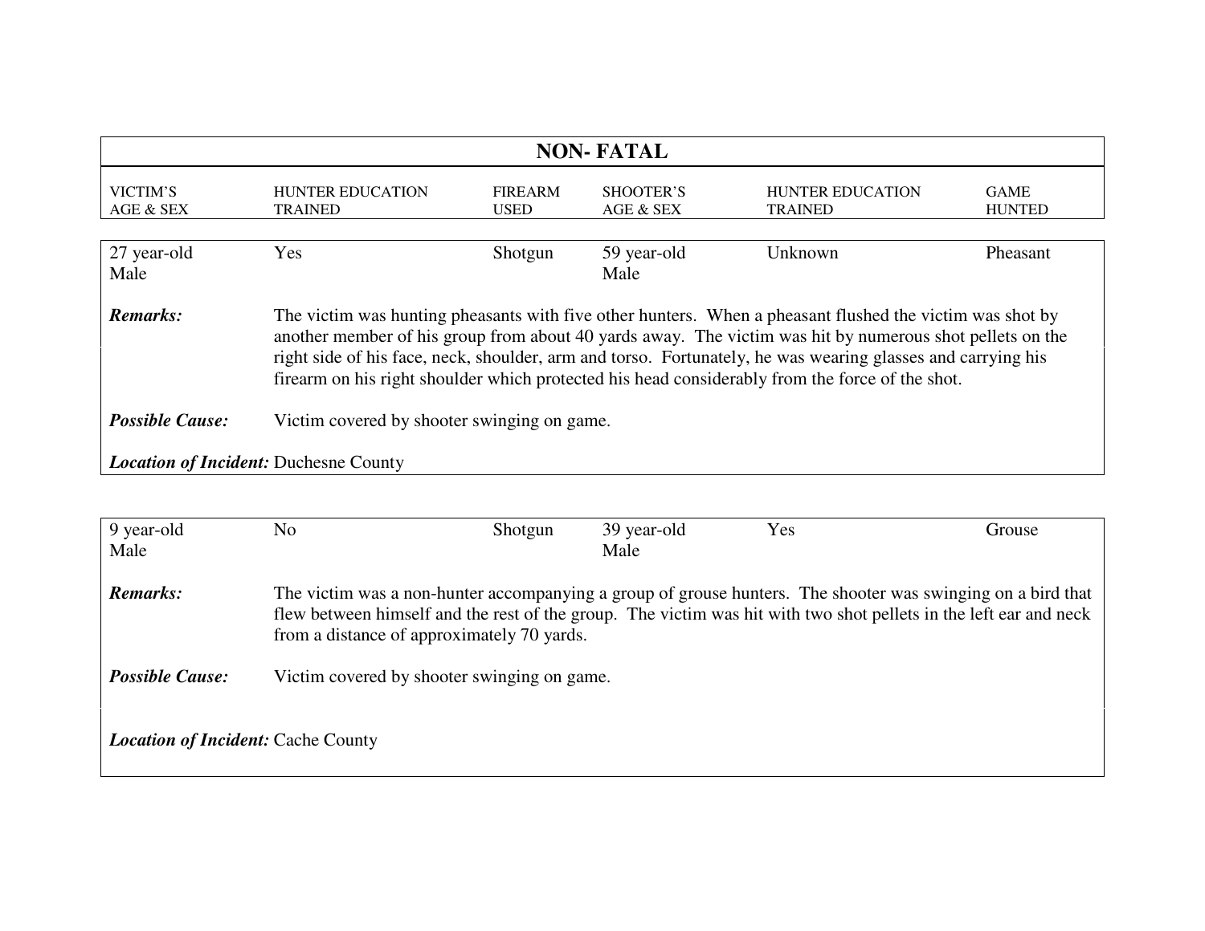## NON- FATAL

| VICTIM'S AGE & SEX | HUNTER EDUCATION TRAINED | FIREARM USED | SHOOTER'S AGE & SEX | HUNTER EDUCATION TRAINED | GAME HUNTED |
|---|---|---|---|---|---|
| 27 year-old Male | Yes | Shotgun | 59 year-old Male | Unknown | Pheasant |

***Remarks:*** The victim was hunting pheasants with five other hunters. When a pheasant flushed the victim was shot by another member of his group from about 40 yards away. The victim was hit by numerous shot pellets on the right side of his face, neck, shoulder, arm and torso. Fortunately, he was wearing glasses and carrying his firearm on his right shoulder which protected his head considerably from the force of the shot.

***Possible Cause:*** Victim covered by shooter swinging on game.

***Location of Incident:*** Duchesne County

| VICTIM'S AGE & SEX | HUNTER EDUCATION TRAINED | FIREARM USED | SHOOTER'S AGE & SEX | HUNTER EDUCATION TRAINED | GAME HUNTED |
|---|---|---|---|---|---|
| 9 year-old Male | No | Shotgun | 39 year-old Male | Yes | Grouse |

***Remarks:*** The victim was a non-hunter accompanying a group of grouse hunters. The shooter was swinging on a bird that flew between himself and the rest of the group. The victim was hit with two shot pellets in the left ear and neck from a distance of approximately 70 yards.

***Possible Cause:*** Victim covered by shooter swinging on game.

***Location of Incident:*** Cache County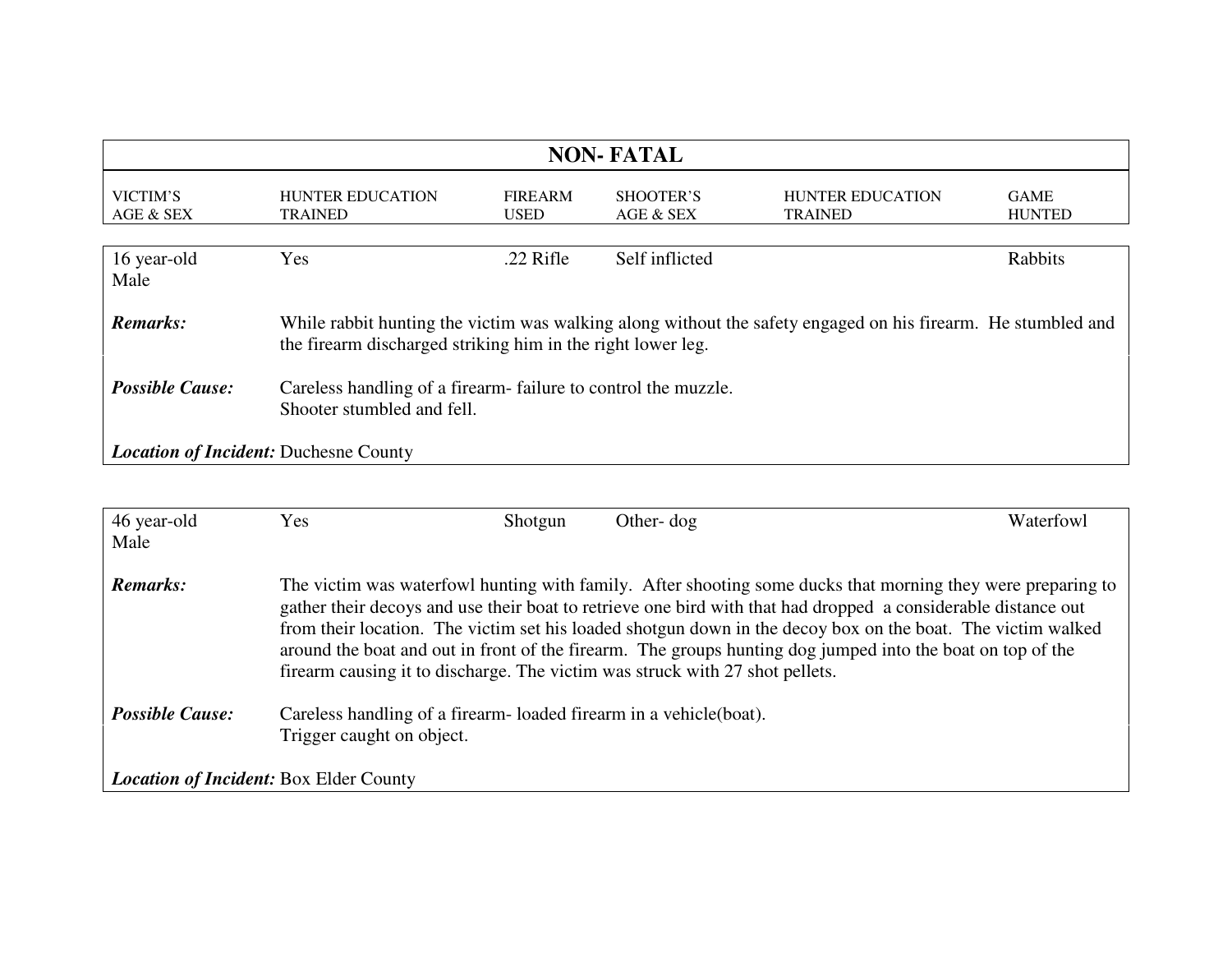## NON- FATAL

| VICTIM'S AGE & SEX | HUNTER EDUCATION TRAINED | FIREARM USED | SHOOTER'S AGE & SEX | HUNTER EDUCATION TRAINED | GAME HUNTED |
|---|---|---|---|---|---|
| 16 year-old Male | Yes | .22 Rifle | Self inflicted | | Rabbits |

***Remarks:*** While rabbit hunting the victim was walking along without the safety engaged on his firearm. He stumbled and the firearm discharged striking him in the right lower leg.

***Possible Cause:*** Careless handling of a firearm- failure to control the muzzle.
Shooter stumbled and fell.

***Location of Incident:*** Duchesne County

| VICTIM'S AGE & SEX | HUNTER EDUCATION TRAINED | FIREARM USED | SHOOTER'S AGE & SEX | HUNTER EDUCATION TRAINED | GAME HUNTED |
|---|---|---|---|---|---|
| 46 year-old Male | Yes | Shotgun | Other- dog | | Waterfowl |

***Remarks:*** The victim was waterfowl hunting with family. After shooting some ducks that morning they were preparing to gather their decoys and use their boat to retrieve one bird with that had dropped a considerable distance out from their location. The victim set his loaded shotgun down in the decoy box on the boat. The victim walked around the boat and out in front of the firearm. The groups hunting dog jumped into the boat on top of the firearm causing it to discharge. The victim was struck with 27 shot pellets.

***Possible Cause:*** Careless handling of a firearm- loaded firearm in a vehicle(boat).
Trigger caught on object.

***Location of Incident:*** Box Elder County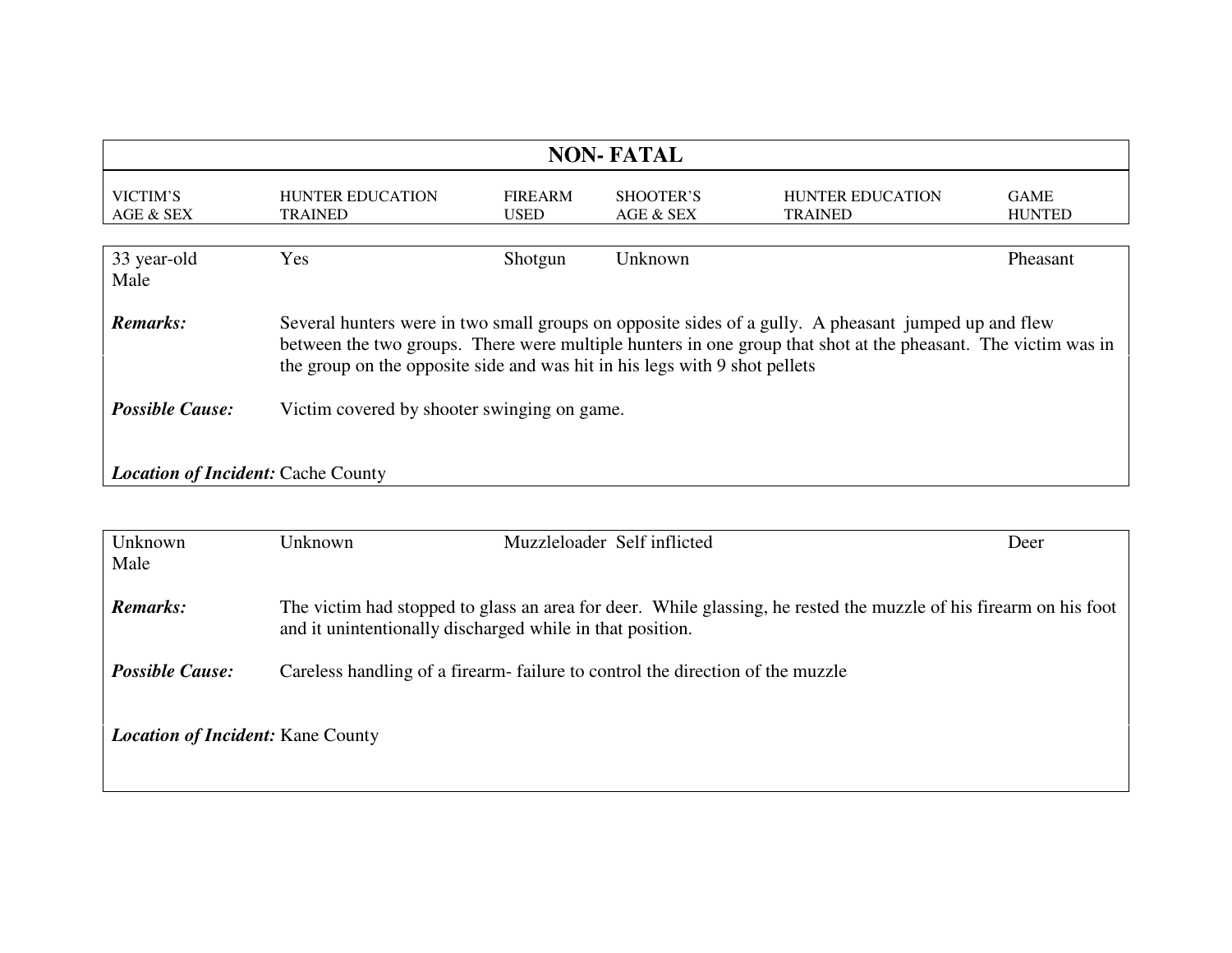## NON- FATAL

| VICTIM'S AGE & SEX | HUNTER EDUCATION TRAINED | FIREARM USED | SHOOTER'S AGE & SEX | HUNTER EDUCATION TRAINED | GAME HUNTED |
|---|---|---|---|---|---|
| 33 year-old Male | Yes | Shotgun | Unknown | | Pheasant |

***Remarks:*** Several hunters were in two small groups on opposite sides of a gully. A pheasant jumped up and flew between the two groups. There were multiple hunters in one group that shot at the pheasant. The victim was in the group on the opposite side and was hit in his legs with 9 shot pellets

***Possible Cause:*** Victim covered by shooter swinging on game.

***Location of Incident:*** Cache County

| VICTIM'S AGE & SEX | HUNTER EDUCATION TRAINED | FIREARM USED | SHOOTER'S AGE & SEX | HUNTER EDUCATION TRAINED | GAME HUNTED |
|---|---|---|---|---|---|
| Unknown Male | Unknown | Muzzleloader | Self inflicted | | Deer |

***Remarks:*** The victim had stopped to glass an area for deer. While glassing, he rested the muzzle of his firearm on his foot and it unintentionally discharged while in that position.

***Possible Cause:*** Careless handling of a firearm- failure to control the direction of the muzzle

***Location of Incident:*** Kane County